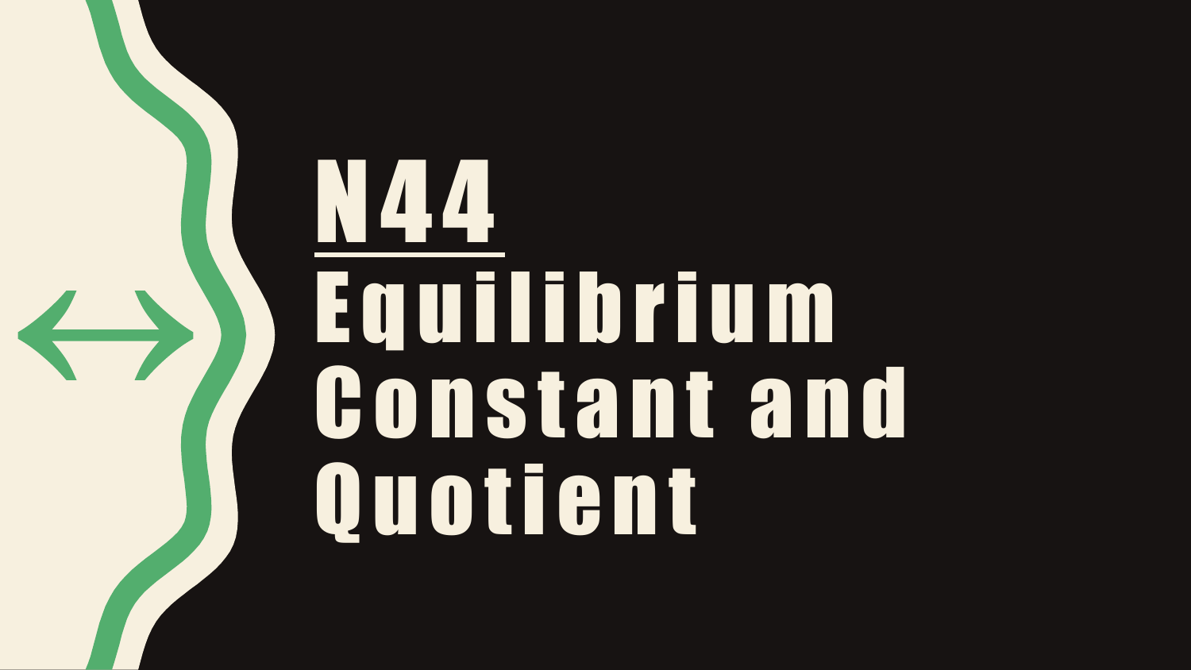# N44

# Equilibrium Constant and Quotient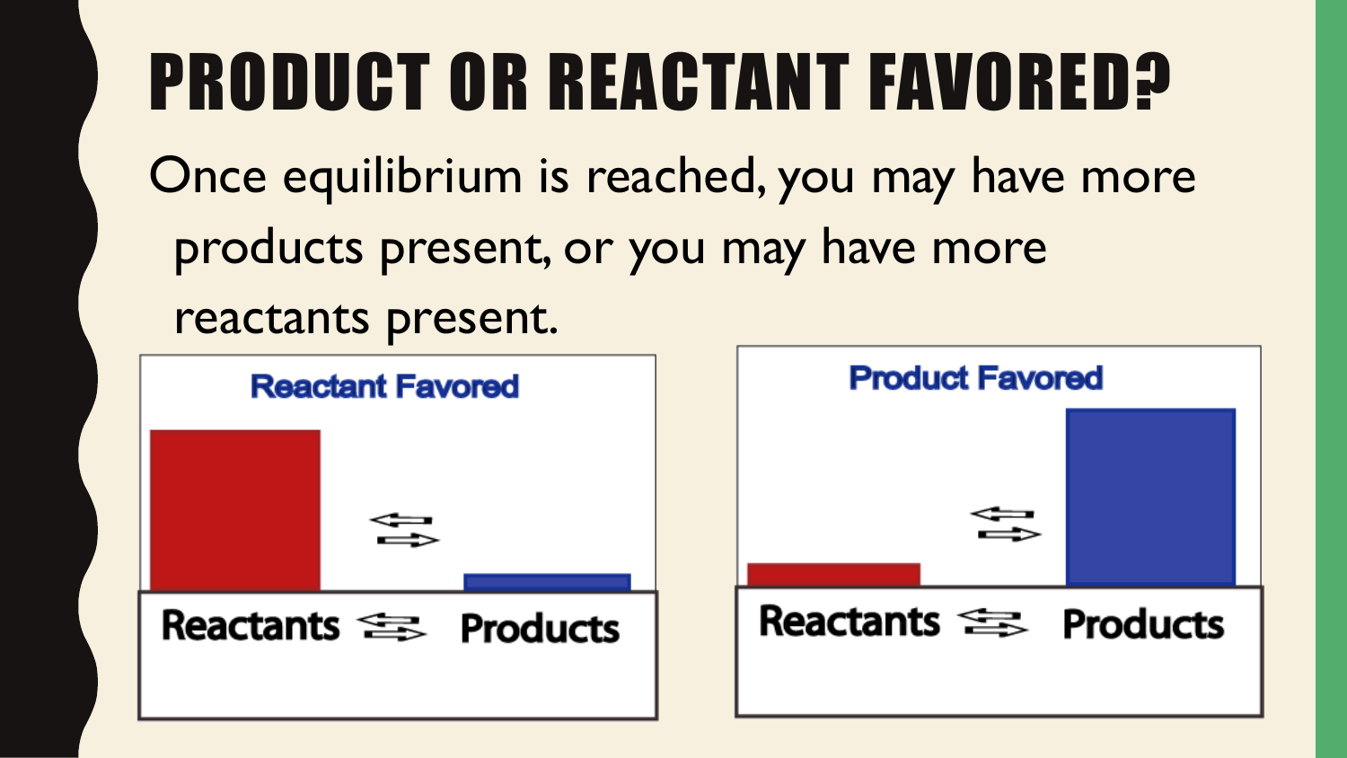# PRODUCT OR REACTANT FAVORED?

Once equilibrium is reached, you may have more products present, or you may have more reactants present.

**Reactant Favored**

Reactants ⇄ Products

**Product Favored**

Reactants ⇄ Products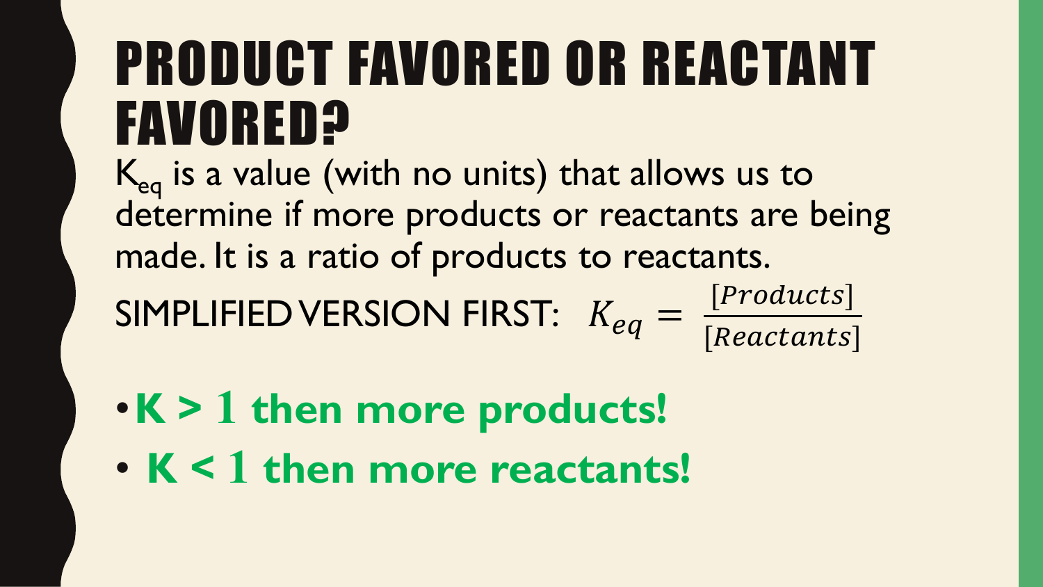# PRODUCT FAVORED OR REACTANT FAVORED?

$K_{eq}$ is a value (with no units) that allows us to determine if more products or reactants are being made. It is a ratio of products to reactants.

SIMPLIFIED VERSION FIRST: $K_{eq} = \frac{[Products]}{[Reactants]}$

- **K > 1 then more products!**
- **K < 1 then more reactants!**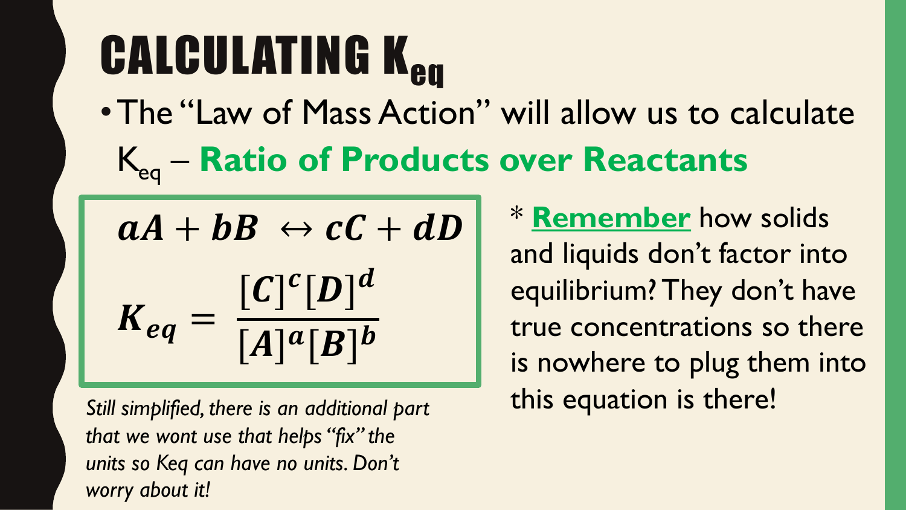# CALCULATING $K_{eq}$

- The "Law of Mass Action" will allow us to calculate $K_{eq}$ – **Ratio of Products over Reactants**

$$aA + bB \leftrightarrow cC + dD$$

$$K_{eq} = \frac{[C]^c[D]^d}{[A]^a[B]^b}$$

*Still simplified, there is an additional part that we wont use that helps "fix" the units so Keq can have no units. Don't worry about it!*

\* **Remember** how solids and liquids don't factor into equilibrium? They don't have true concentrations so there is nowhere to plug them into this equation is there!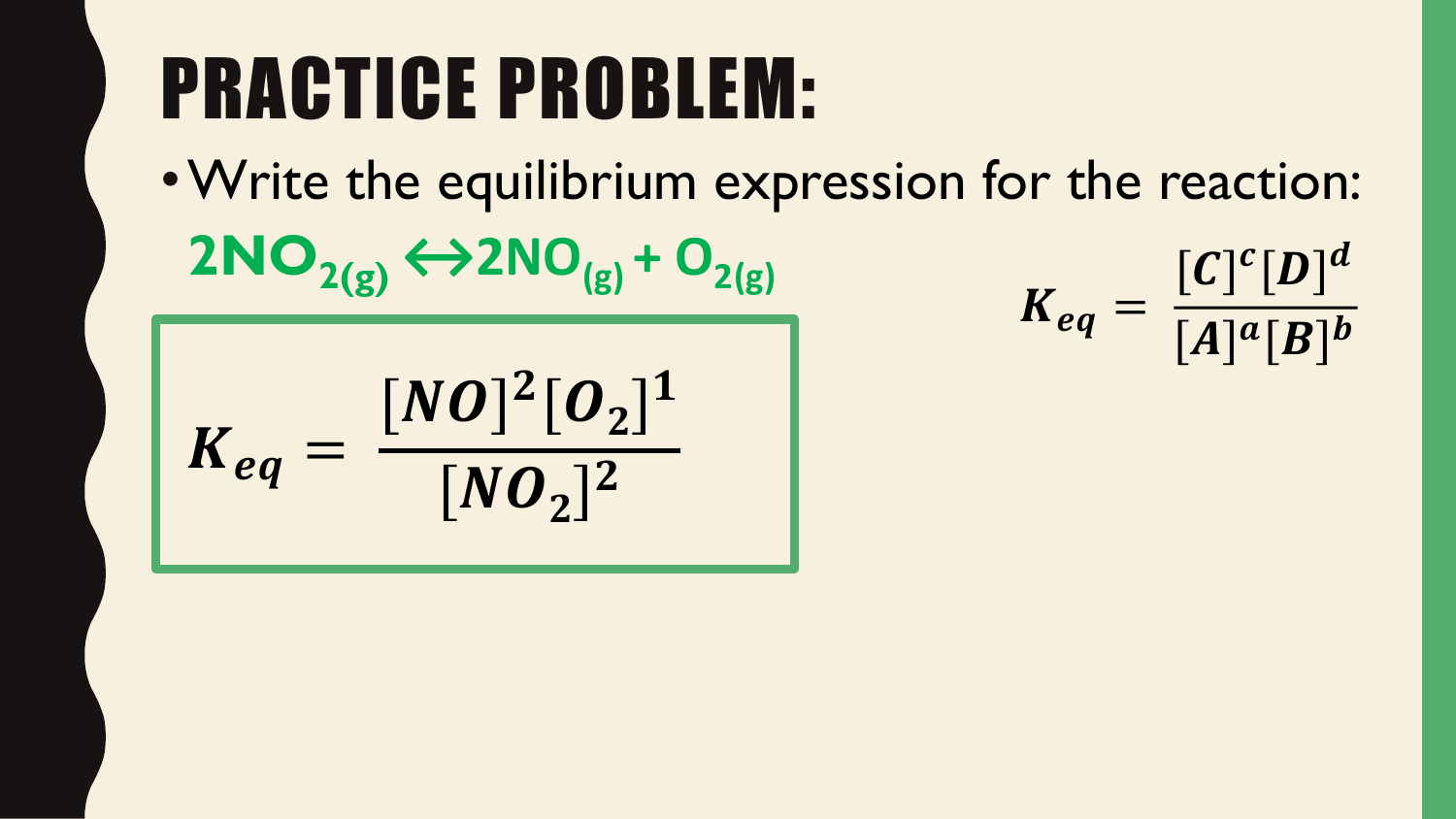# PRACTICE PROBLEM:

- Write the equilibrium expression for the reaction:

$2NO_{2(g)} \leftrightarrow 2NO_{(g)} + O_{2(g)}$

$$K_{eq} = \frac{[C]^c[D]^d}{[A]^a[B]^b}$$

$$K_{eq} = \frac{[NO]^2[O_2]^1}{[NO_2]^2}$$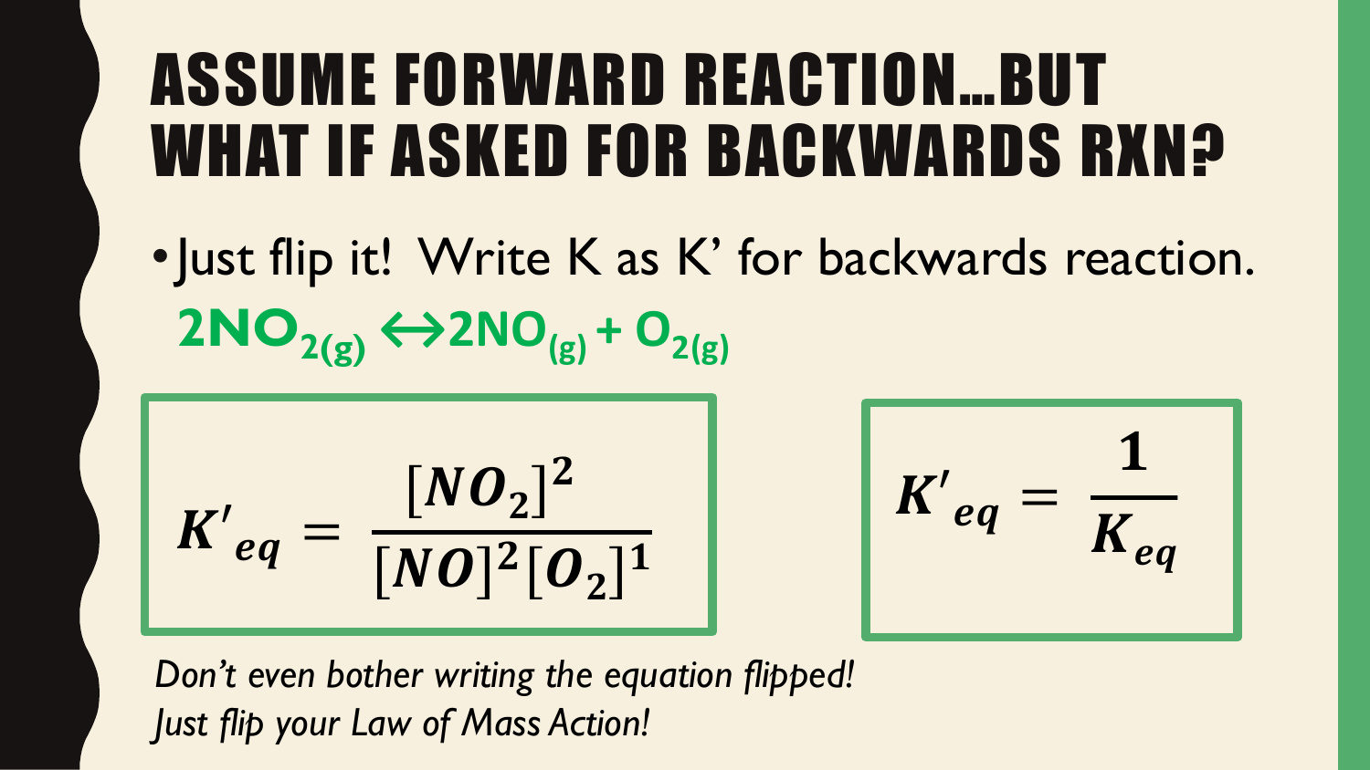# ASSUME FORWARD REACTION…BUT WHAT IF ASKED FOR BACKWARDS RXN?

- Just flip it! Write K as K' for backwards reaction.

**$2NO_{2(g)} \leftrightarrow 2NO_{(g)} + O_{2(g)}$**

$$K'_{eq} = \frac{[NO_2]^2}{[NO]^2[O_2]^1}$$

$$K'_{eq} = \frac{1}{K_{eq}}$$

*Don't even bother writing the equation flipped!*
*Just flip your Law of Mass Action!*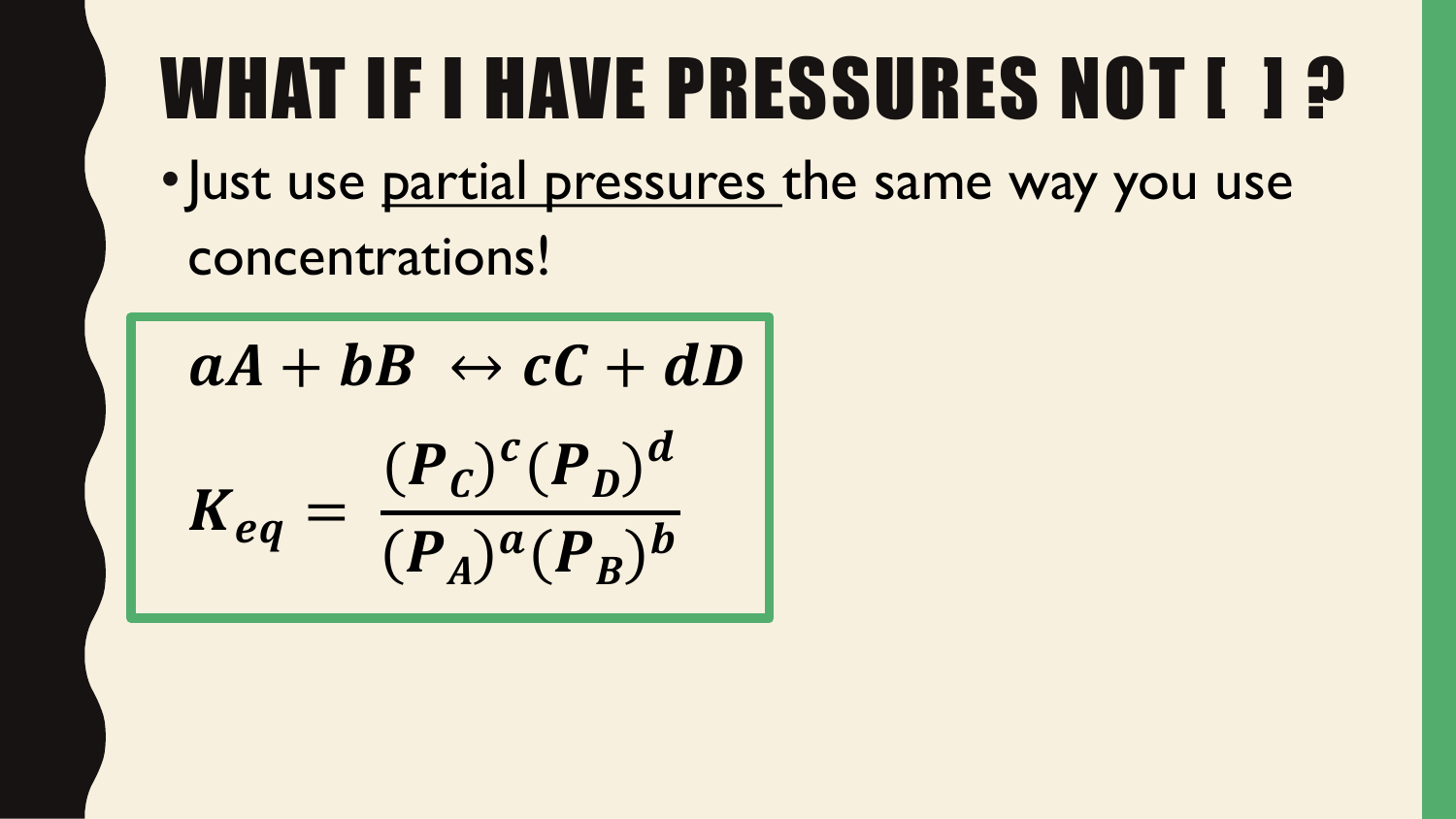# WHAT IF I HAVE PRESSURES NOT [ ] ?

- Just use partial pressures the same way you use concentrations!

$$aA + bB \leftrightarrow cC + dD$$

$$K_{eq} = \frac{(P_C)^c (P_D)^d}{(P_A)^a (P_B)^b}$$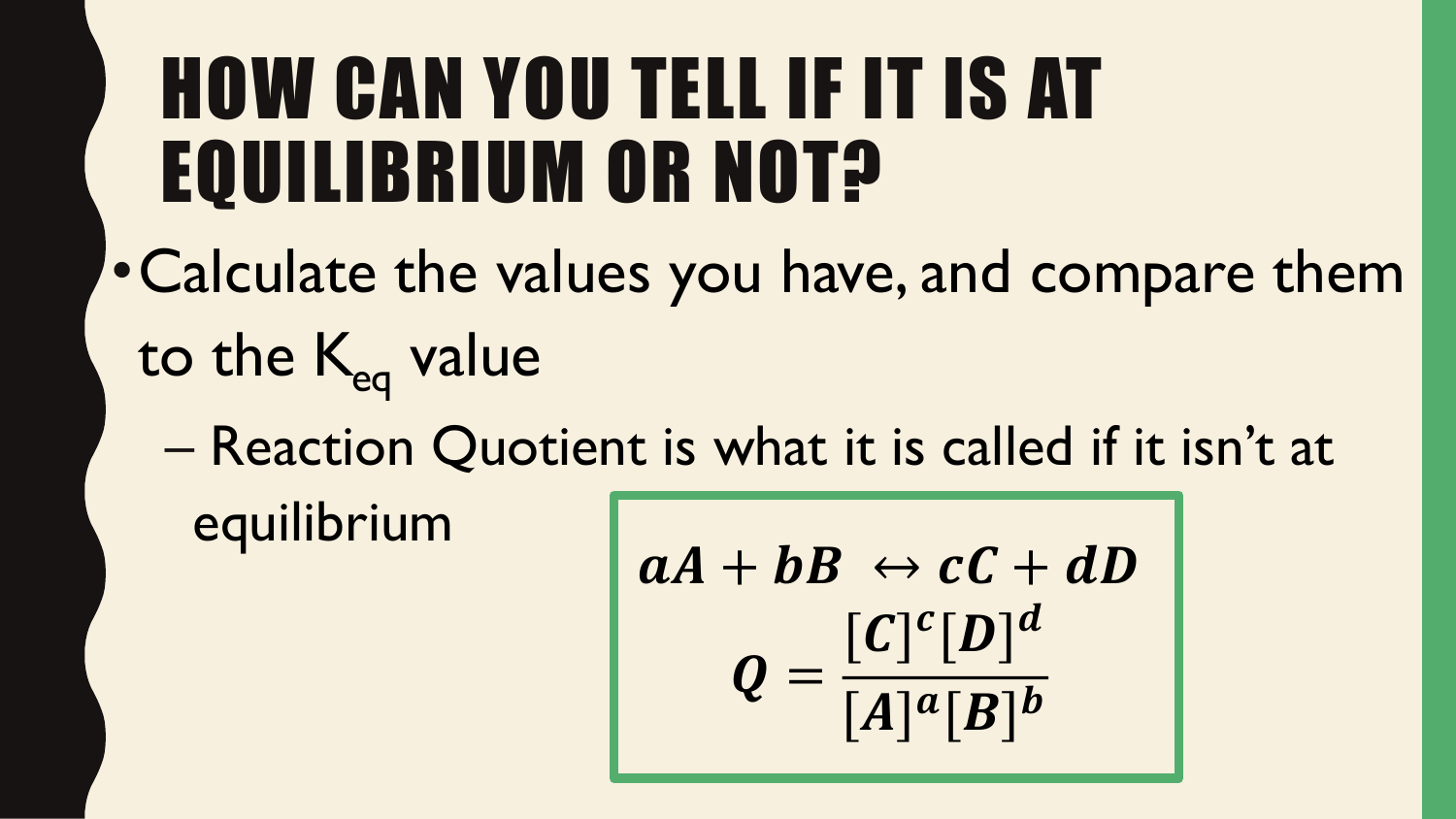# HOW CAN YOU TELL IF IT IS AT EQUILIBRIUM OR NOT?

- Calculate the values you have, and compare them to the $K_{eq}$ value
  - Reaction Quotient is what it is called if it isn't at equilibrium

$$aA + bB \leftrightarrow cC + dD$$

$$Q = \frac{[C]^c[D]^d}{[A]^a[B]^b}$$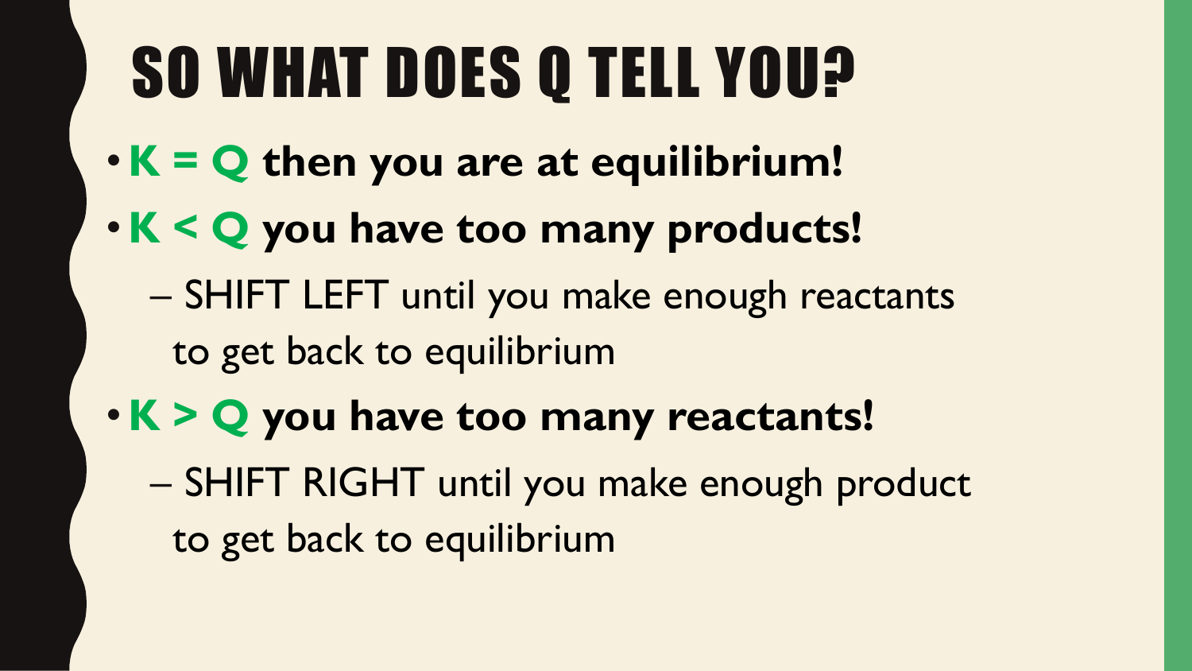# SO WHAT DOES Q TELL YOU?

- **$K = Q$ then you are at equilibrium!**
- **$K < Q$ you have too many products!**
  - SHIFT LEFT until you make enough reactants to get back to equilibrium
- **$K > Q$ you have too many reactants!**
  - SHIFT RIGHT until you make enough product to get back to equilibrium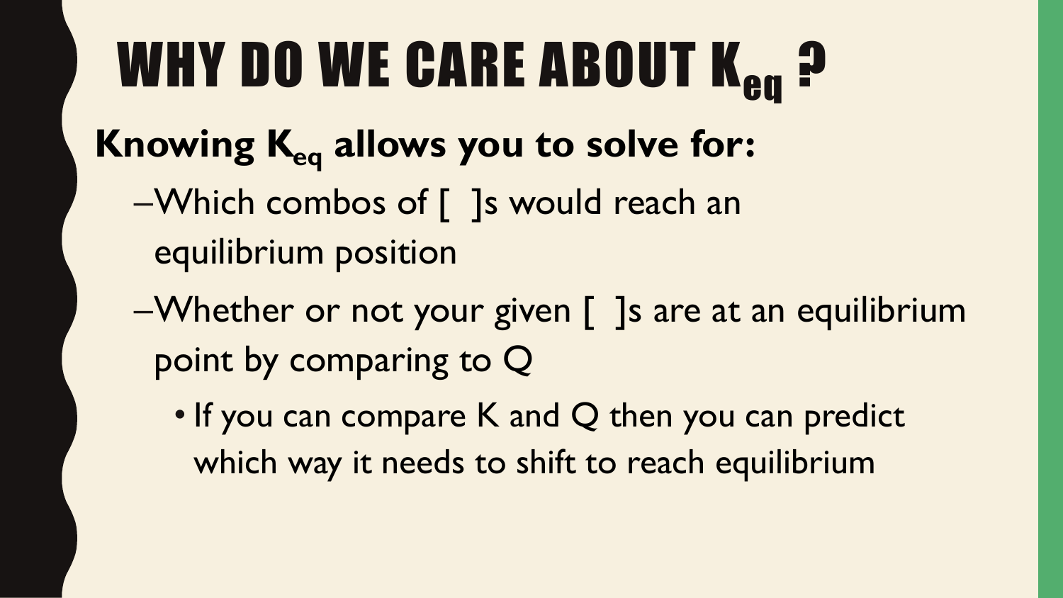# WHY DO WE CARE ABOUT $K_{eq}$ ?

**Knowing $K_{eq}$ allows you to solve for:**

- Which combos of [ ]s would reach an equilibrium position
- Whether or not your given [ ]s are at an equilibrium point by comparing to Q
  - If you can compare K and Q then you can predict which way it needs to shift to reach equilibrium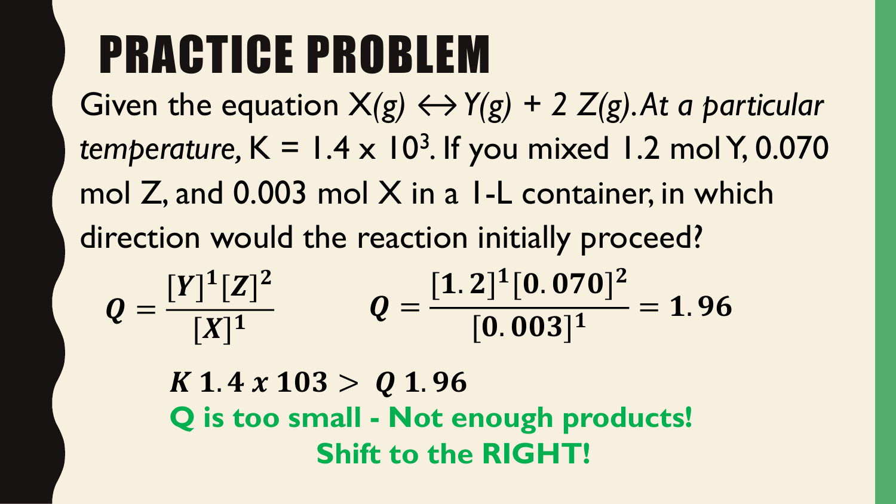# PRACTICE PROBLEM

Given the equation $X(g) \leftrightarrow Y(g) + 2\,Z(g)$. *At a particular temperature*, K = $1.4 \times 10^3$. If you mixed 1.2 mol Y, 0.070 mol Z, and 0.003 mol X in a 1-L container, in which direction would the reaction initially proceed?

$$Q = \frac{[Y]^1[Z]^2}{[X]^1} \qquad Q = \frac{[1.2]^1[0.070]^2}{[0.003]^1} = 1.96$$

$$K\ 1.4\ x\ 103 > \ Q\ 1.96$$

**Q is too small - Not enough products!**

**Shift to the RIGHT!**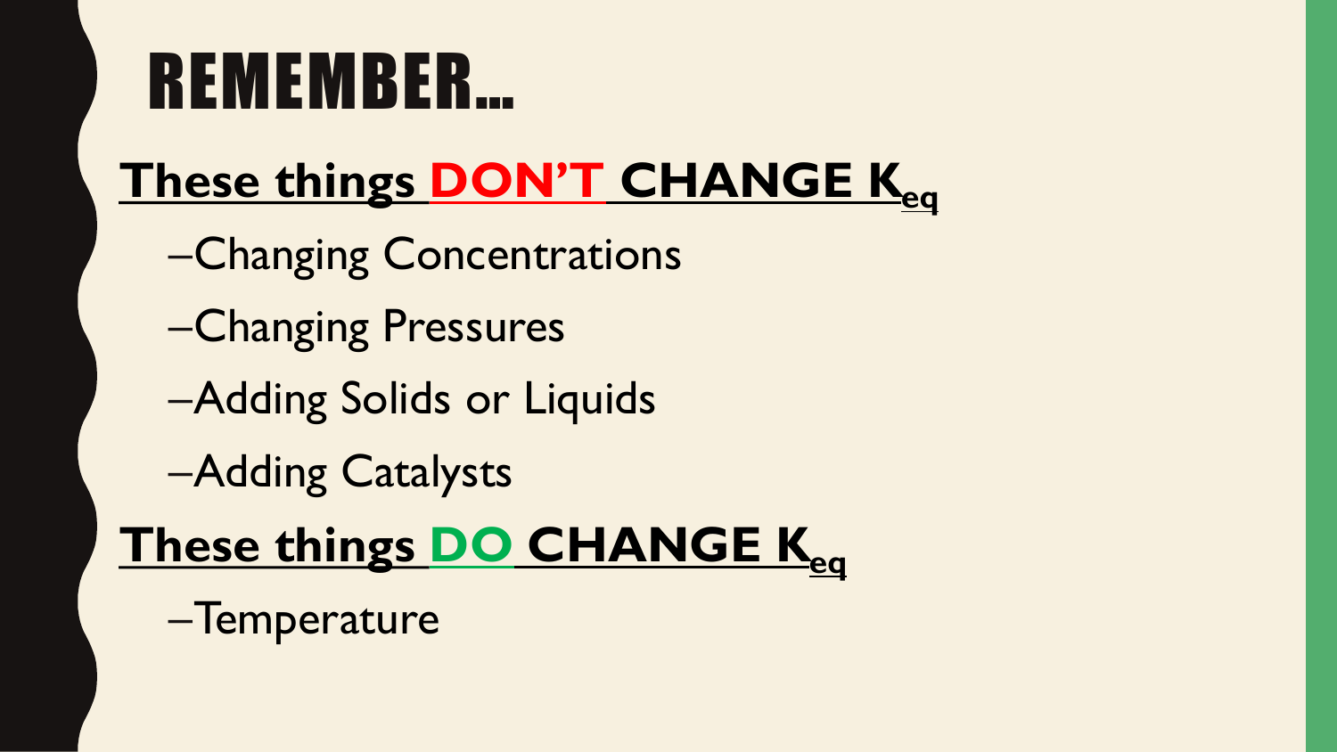# REMEMBER…

## These things DON'T CHANGE $K_{eq}$

- Changing Concentrations
- Changing Pressures
- Adding Solids or Liquids
- Adding Catalysts

## These things DO CHANGE $K_{eq}$

- Temperature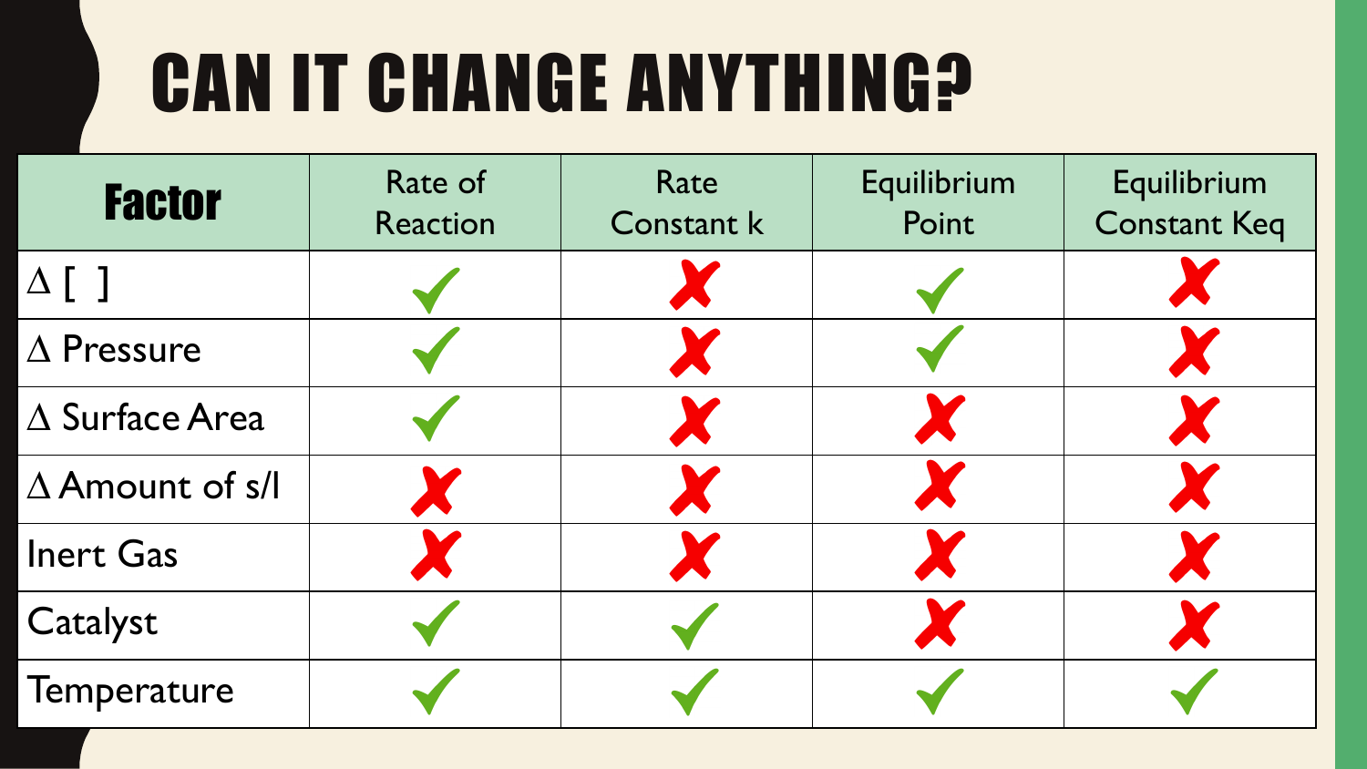# CAN IT CHANGE ANYTHING?

| **Factor** | Rate of Reaction | Rate Constant k | Equilibrium Point | Equilibrium Constant Keq |
|---|---|---|---|---|
| Δ [ ] | ✓ | ✗ | ✓ | ✗ |
| Δ Pressure | ✓ | ✗ | ✓ | ✗ |
| Δ Surface Area | ✓ | ✗ | ✗ | ✗ |
| Δ Amount of s/l | ✗ | ✗ | ✗ | ✗ |
| Inert Gas | ✗ | ✗ | ✗ | ✗ |
| Catalyst | ✓ | ✓ | ✗ | ✗ |
| Temperature | ✓ | ✓ | ✓ | ✓ |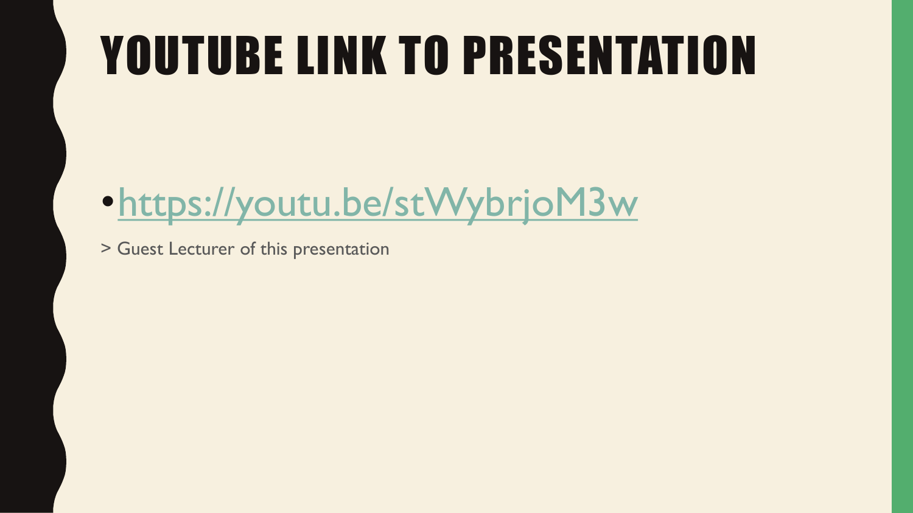# YOUTUBE LINK TO PRESENTATION

- https://youtu.be/stWybrjoM3w

> Guest Lecturer of this presentation